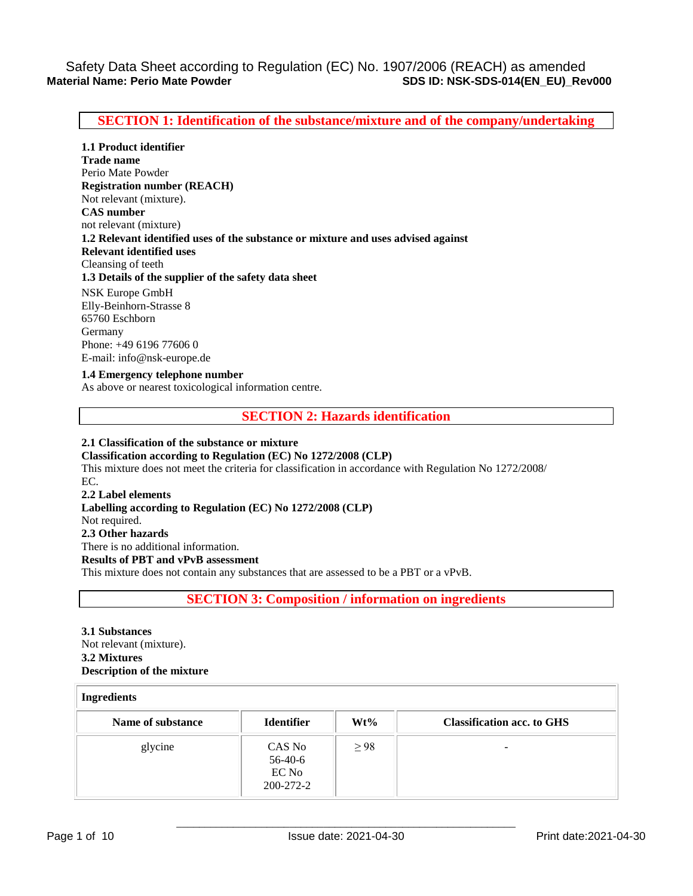Safety Data Sheet according to Regulation (EC) No. 1907/2006 (REACH) as amended

**Material Name: Perio Mate Powder** **SDS ID: NSK-SDS-014(EN_EU)_Rev000**

## SECTION 1: Identification of the substance/mixture and of the company/undertaking

**1.1 Product identifier**

**Trade name**

Perio Mate Powder

**Registration number (REACH)**

Not relevant (mixture).

**CAS number**

not relevant (mixture)

**1.2 Relevant identified uses of the substance or mixture and uses advised against**

**Relevant identified uses**

Cleansing of teeth

**1.3 Details of the supplier of the safety data sheet**

NSK Europe GmbH
Elly-Beinhorn-Strasse 8
65760 Eschborn
Germany
Phone: +49 6196 77606 0
E-mail: info@nsk-europe.de

**1.4 Emergency telephone number**

As above or nearest toxicological information centre.

## SECTION 2: Hazards identification

**2.1 Classification of the substance or mixture**

**Classification according to Regulation (EC) No 1272/2008 (CLP)**

This mixture does not meet the criteria for classification in accordance with Regulation No 1272/2008/EC.

**2.2 Label elements**

**Labelling according to Regulation (EC) No 1272/2008 (CLP)**

Not required.

**2.3 Other hazards**

There is no additional information.

**Results of PBT and vPvB assessment**

This mixture does not contain any substances that are assessed to be a PBT or a vPvB.

## SECTION 3: Composition / information on ingredients

**3.1 Substances**

Not relevant (mixture).

**3.2 Mixtures**

**Description of the mixture**

| **Ingredients** | | | |
|---|---|---|---|
| **Name of substance** | **Identifier** | **Wt%** | **Classification acc. to GHS** |
| glycine | CAS No 56-40-6 EC No 200-272-2 | ≥ 98 | - |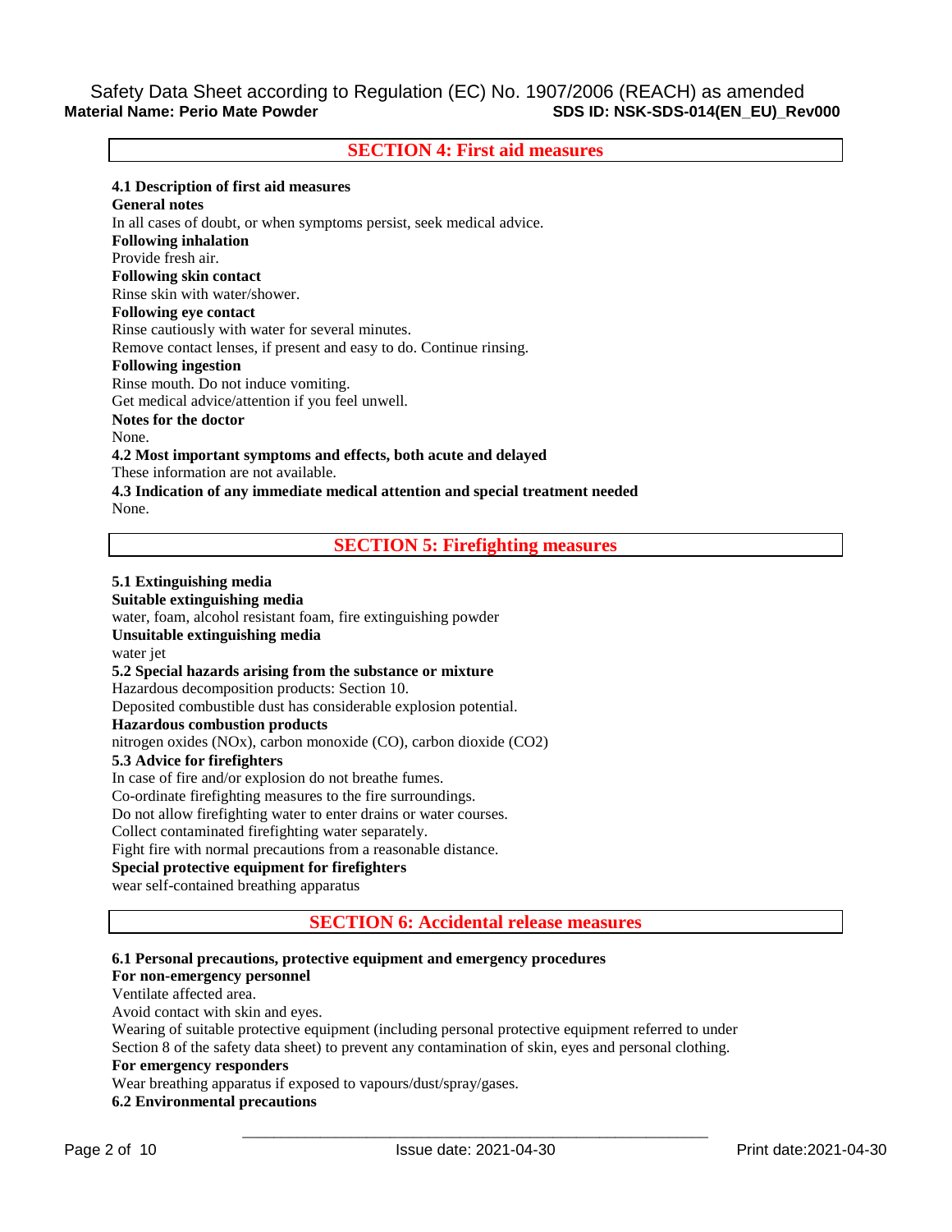## SECTION 4: First aid measures

**4.1 Description of first aid measures**

**General notes**

In all cases of doubt, or when symptoms persist, seek medical advice.

**Following inhalation**

Provide fresh air.

**Following skin contact**

Rinse skin with water/shower.

**Following eye contact**

Rinse cautiously with water for several minutes.

Remove contact lenses, if present and easy to do. Continue rinsing.

**Following ingestion**

Rinse mouth. Do not induce vomiting.

Get medical advice/attention if you feel unwell.

**Notes for the doctor**

None.

**4.2 Most important symptoms and effects, both acute and delayed**

These information are not available.

**4.3 Indication of any immediate medical attention and special treatment needed**

None.

## SECTION 5: Firefighting measures

**5.1 Extinguishing media**

**Suitable extinguishing media**

water, foam, alcohol resistant foam, fire extinguishing powder

**Unsuitable extinguishing media**

water jet

**5.2 Special hazards arising from the substance or mixture**

Hazardous decomposition products: Section 10.

Deposited combustible dust has considerable explosion potential.

**Hazardous combustion products**

nitrogen oxides (NOx), carbon monoxide (CO), carbon dioxide ($CO_2$)

**5.3 Advice for firefighters**

In case of fire and/or explosion do not breathe fumes.

Co-ordinate firefighting measures to the fire surroundings.

Do not allow firefighting water to enter drains or water courses.

Collect contaminated firefighting water separately.

Fight fire with normal precautions from a reasonable distance.

**Special protective equipment for firefighters**

wear self-contained breathing apparatus

## SECTION 6: Accidental release measures

**6.1 Personal precautions, protective equipment and emergency procedures**

**For non-emergency personnel**

Ventilate affected area.

Avoid contact with skin and eyes.

Wearing of suitable protective equipment (including personal protective equipment referred to under Section 8 of the safety data sheet) to prevent any contamination of skin, eyes and personal clothing.

**For emergency responders**

Wear breathing apparatus if exposed to vapours/dust/spray/gases.

**6.2 Environmental precautions**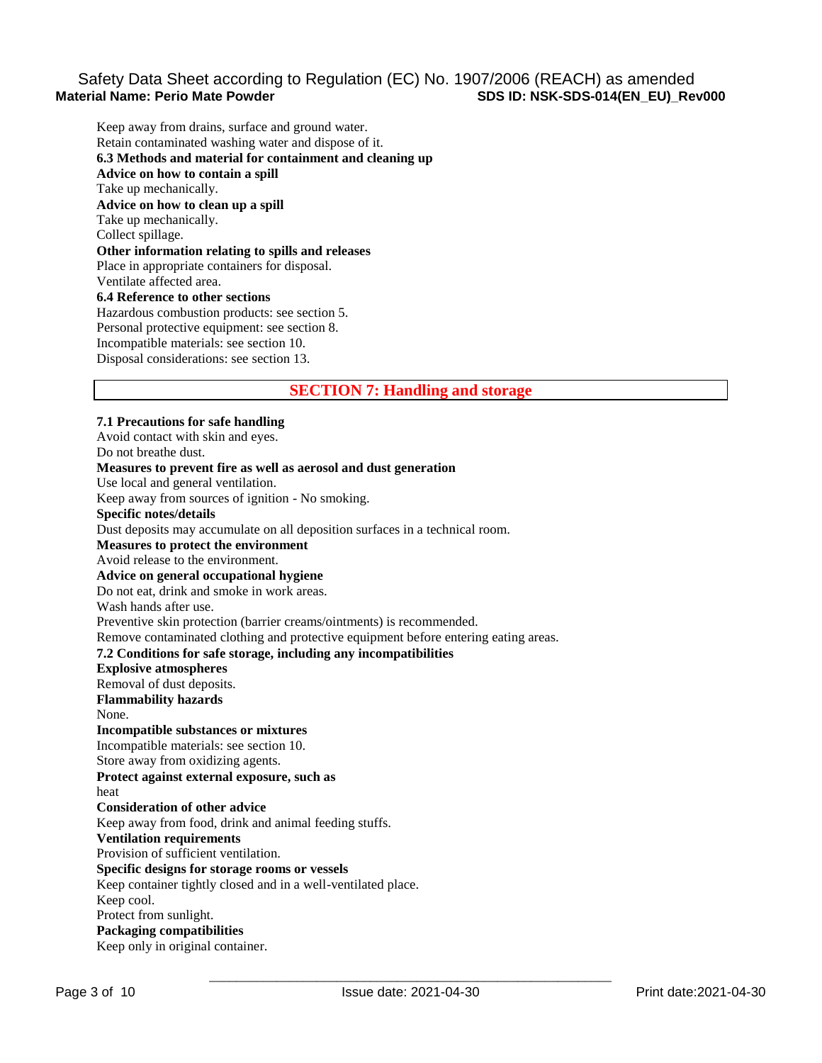Keep away from drains, surface and ground water.
Retain contaminated washing water and dispose of it.

**6.3 Methods and material for containment and cleaning up**

**Advice on how to contain a spill**

Take up mechanically.

**Advice on how to clean up a spill**

Take up mechanically.
Collect spillage.

**Other information relating to spills and releases**

Place in appropriate containers for disposal.
Ventilate affected area.

**6.4 Reference to other sections**

Hazardous combustion products: see section 5.
Personal protective equipment: see section 8.
Incompatible materials: see section 10.
Disposal considerations: see section 13.

## SECTION 7: Handling and storage

**7.1 Precautions for safe handling**

Avoid contact with skin and eyes.
Do not breathe dust.

**Measures to prevent fire as well as aerosol and dust generation**

Use local and general ventilation.
Keep away from sources of ignition - No smoking.

**Specific notes/details**

Dust deposits may accumulate on all deposition surfaces in a technical room.

**Measures to protect the environment**

Avoid release to the environment.

**Advice on general occupational hygiene**

Do not eat, drink and smoke in work areas.
Wash hands after use.
Preventive skin protection (barrier creams/ointments) is recommended.
Remove contaminated clothing and protective equipment before entering eating areas.

**7.2 Conditions for safe storage, including any incompatibilities**

**Explosive atmospheres**

Removal of dust deposits.

**Flammability hazards**

None.

**Incompatible substances or mixtures**

Incompatible materials: see section 10.
Store away from oxidizing agents.

**Protect against external exposure, such as**

heat

**Consideration of other advice**

Keep away from food, drink and animal feeding stuffs.

**Ventilation requirements**

Provision of sufficient ventilation.

**Specific designs for storage rooms or vessels**

Keep container tightly closed and in a well-ventilated place.
Keep cool.
Protect from sunlight.

**Packaging compatibilities**

Keep only in original container.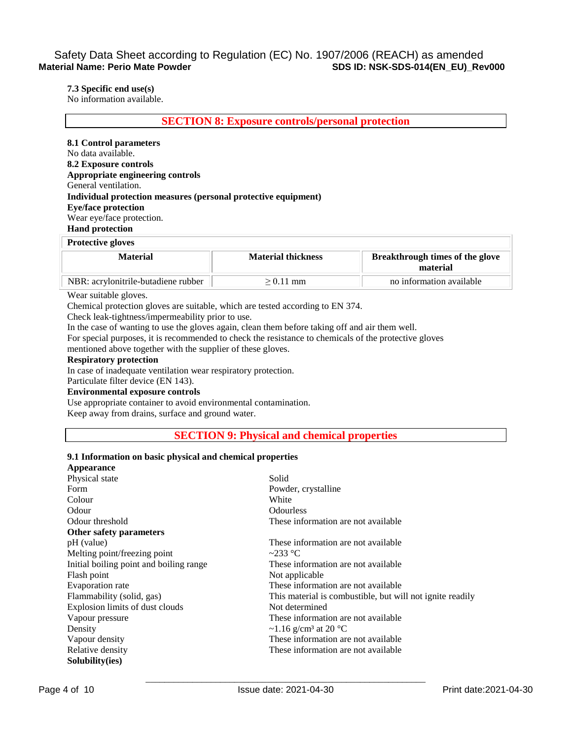**7.3 Specific end use(s)**
No information available.

## SECTION 8: Exposure controls/personal protection

**8.1 Control parameters**
No data available.
**8.2 Exposure controls**
**Appropriate engineering controls**
General ventilation.
**Individual protection measures (personal protective equipment)**
**Eye/face protection**
Wear eye/face protection.
**Hand protection**

| Protective gloves | | |
|---|---|---|
| **Material** | **Material thickness** | **Breakthrough times of the glove material** |
| NBR: acrylonitrile-butadiene rubber | ≥ 0.11 mm | no information available |

Wear suitable gloves.
Chemical protection gloves are suitable, which are tested according to EN 374.
Check leak-tightness/impermeability prior to use.
In the case of wanting to use the gloves again, clean them before taking off and air them well.
For special purposes, it is recommended to check the resistance to chemicals of the protective gloves mentioned above together with the supplier of these gloves.
**Respiratory protection**
In case of inadequate ventilation wear respiratory protection.
Particulate filter device (EN 143).
**Environmental exposure controls**
Use appropriate container to avoid environmental contamination.
Keep away from drains, surface and ground water.

## SECTION 9: Physical and chemical properties

**9.1 Information on basic physical and chemical properties**

**Appearance**

| | |
|---|---|
| Physical state | Solid |
| Form | Powder, crystalline |
| Colour | White |
| Odour | Odourless |
| Odour threshold | These information are not available |

**Other safety parameters**

| | |
|---|---|
| pH (value) | These information are not available |
| Melting point/freezing point | ~233 °C |
| Initial boiling point and boiling range | These information are not available |
| Flash point | Not applicable |
| Evaporation rate | These information are not available |
| Flammability (solid, gas) | This material is combustible, but will not ignite readily |
| Explosion limits of dust clouds | Not determined |
| Vapour pressure | These information are not available |
| Density | ~1.16 g/cm³ at 20 °C |
| Vapour density | These information are not available |
| Relative density | These information are not available |

**Solubility(ies)**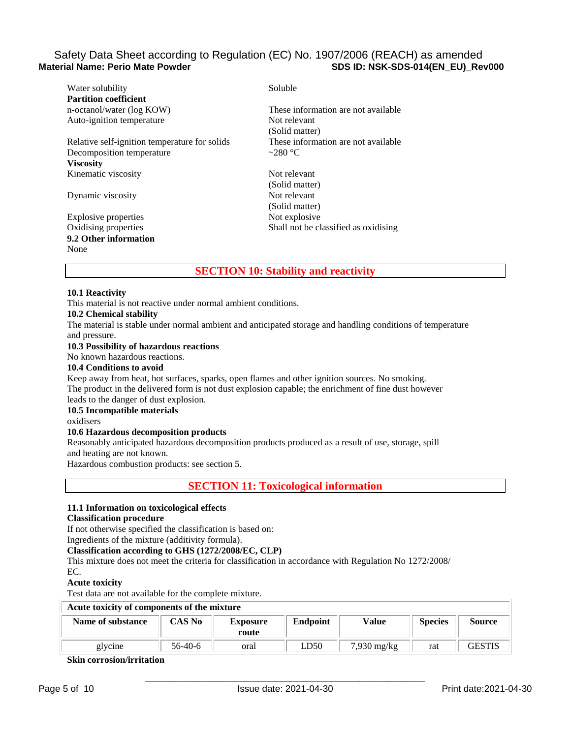| | |
|---|---|
| Water solubility | Soluble |
| **Partition coefficient** | |
| n-octanol/water (log KOW) | These information are not available |
| Auto-ignition temperature | Not relevant (Solid matter) |
| Relative self-ignition temperature for solids | These information are not available |
| Decomposition temperature | ~280 °C |
| **Viscosity** | |
| Kinematic viscosity | Not relevant (Solid matter) |
| Dynamic viscosity | Not relevant (Solid matter) |
| Explosive properties | Not explosive |
| Oxidising properties | Shall not be classified as oxidising |

**9.2 Other information**

None

## SECTION 10: Stability and reactivity

**10.1 Reactivity**

This material is not reactive under normal ambient conditions.

**10.2 Chemical stability**

The material is stable under normal ambient and anticipated storage and handling conditions of temperature and pressure.

**10.3 Possibility of hazardous reactions**

No known hazardous reactions.

**10.4 Conditions to avoid**

Keep away from heat, hot surfaces, sparks, open flames and other ignition sources. No smoking.
The product in the delivered form is not dust explosion capable; the enrichment of fine dust however leads to the danger of dust explosion.

**10.5 Incompatible materials**

oxidisers

**10.6 Hazardous decomposition products**

Reasonably anticipated hazardous decomposition products produced as a result of use, storage, spill and heating are not known.
Hazardous combustion products: see section 5.

## SECTION 11: Toxicological information

**11.1 Information on toxicological effects**

**Classification procedure**

If not otherwise specified the classification is based on:
Ingredients of the mixture (additivity formula).

**Classification according to GHS (1272/2008/EC, CLP)**

This mixture does not meet the criteria for classification in accordance with Regulation No 1272/2008/EC.

**Acute toxicity**

Test data are not available for the complete mixture.

**Acute toxicity of components of the mixture**

| Name of substance | CAS No | Exposure route | Endpoint | Value | Species | Source |
|---|---|---|---|---|---|---|
| glycine | 56-40-6 | oral | LD50 | 7,930 mg/kg | rat | GESTIS |

**Skin corrosion/irritation**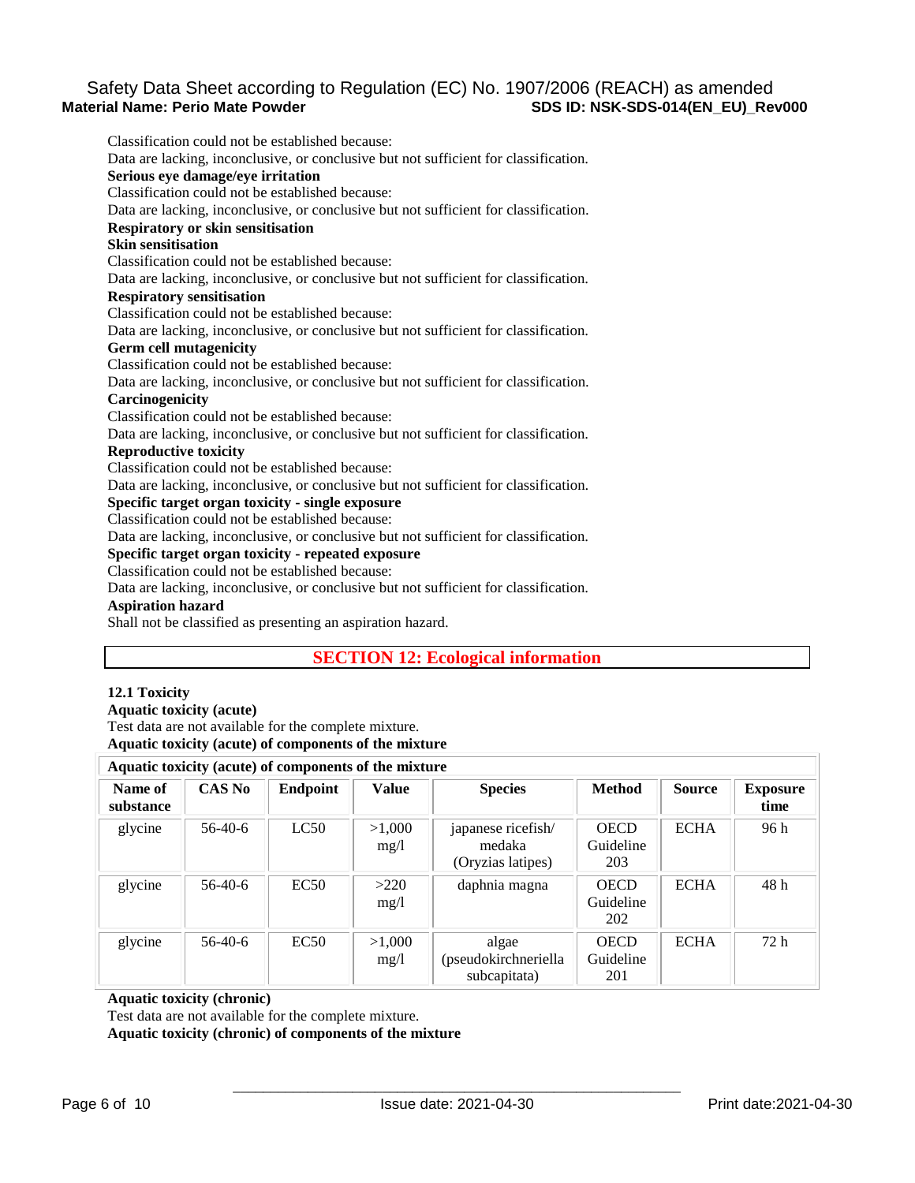Classification could not be established because:
Data are lacking, inconclusive, or conclusive but not sufficient for classification.

**Serious eye damage/eye irritation**
Classification could not be established because:
Data are lacking, inconclusive, or conclusive but not sufficient for classification.

**Respiratory or skin sensitisation**

**Skin sensitisation**
Classification could not be established because:
Data are lacking, inconclusive, or conclusive but not sufficient for classification.

**Respiratory sensitisation**
Classification could not be established because:
Data are lacking, inconclusive, or conclusive but not sufficient for classification.

**Germ cell mutagenicity**
Classification could not be established because:
Data are lacking, inconclusive, or conclusive but not sufficient for classification.

**Carcinogenicity**
Classification could not be established because:
Data are lacking, inconclusive, or conclusive but not sufficient for classification.

**Reproductive toxicity**
Classification could not be established because:
Data are lacking, inconclusive, or conclusive but not sufficient for classification.

**Specific target organ toxicity - single exposure**
Classification could not be established because:
Data are lacking, inconclusive, or conclusive but not sufficient for classification.

**Specific target organ toxicity - repeated exposure**
Classification could not be established because:
Data are lacking, inconclusive, or conclusive but not sufficient for classification.

**Aspiration hazard**
Shall not be classified as presenting an aspiration hazard.

## SECTION 12: Ecological information

**12.1 Toxicity**

**Aquatic toxicity (acute)**
Test data are not available for the complete mixture.

**Aquatic toxicity (acute) of components of the mixture**

| Name of substance | CAS No | Endpoint | Value | Species | Method | Source | Exposure time |
|---|---|---|---|---|---|---|---|
| glycine | 56-40-6 | LC50 | >1,000 mg/l | japanese ricefish/ medaka (Oryzias latipes) | OECD Guideline 203 | ECHA | 96 h |
| glycine | 56-40-6 | EC50 | >220 mg/l | daphnia magna | OECD Guideline 202 | ECHA | 48 h |
| glycine | 56-40-6 | EC50 | >1,000 mg/l | algae (pseudokirchneriella subcapitata) | OECD Guideline 201 | ECHA | 72 h |

**Aquatic toxicity (chronic)**
Test data are not available for the complete mixture.

**Aquatic toxicity (chronic) of components of the mixture**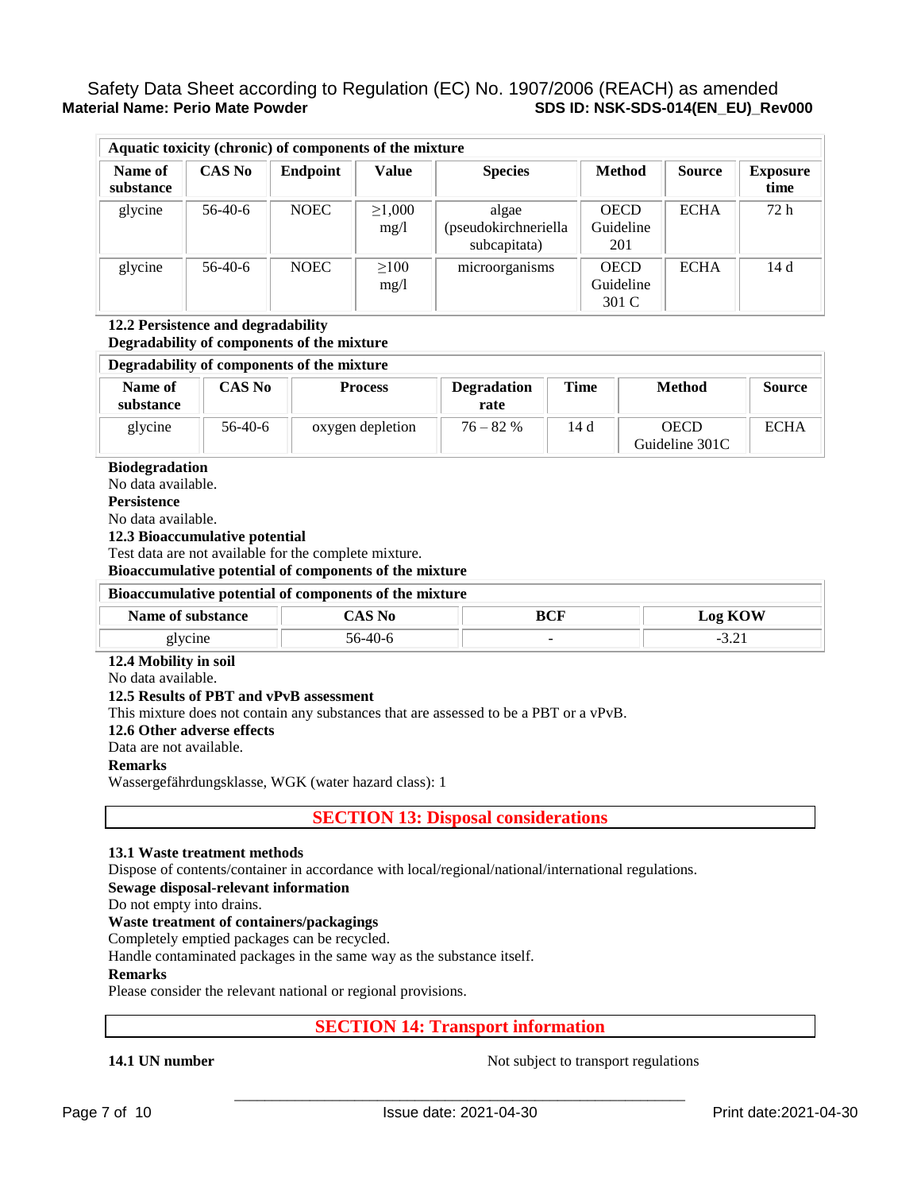| Aquatic toxicity (chronic) of components of the mixture | | | | | | | |
|---|---|---|---|---|---|---|---|
| Name of substance | CAS No | Endpoint | Value | Species | Method | Source | Exposure time |
| glycine | 56-40-6 | NOEC | ≥1,000 mg/l | algae (pseudokirchneriella subcapitata) | OECD Guideline 201 | ECHA | 72 h |
| glycine | 56-40-6 | NOEC | ≥100 mg/l | microorganisms | OECD Guideline 301 C | ECHA | 14 d |

**12.2 Persistence and degradability**

**Degradability of components of the mixture**

| Degradability of components of the mixture | | | | | | |
|---|---|---|---|---|---|---|
| Name of substance | CAS No | Process | Degradation rate | Time | Method | Source |
| glycine | 56-40-6 | oxygen depletion | 76 – 82 % | 14 d | OECD Guideline 301C | ECHA |

**Biodegradation**

No data available.

**Persistence**

No data available.

**12.3 Bioaccumulative potential**

Test data are not available for the complete mixture.

**Bioaccumulative potential of components of the mixture**

| Bioaccumulative potential of components of the mixture | | | |
|---|---|---|---|
| Name of substance | CAS No | BCF | Log KOW |
| glycine | 56-40-6 | - | -3.21 |

**12.4 Mobility in soil**

No data available.

**12.5 Results of PBT and vPvB assessment**

This mixture does not contain any substances that are assessed to be a PBT or a vPvB.

**12.6 Other adverse effects**

Data are not available.

**Remarks**

Wassergefährdungsklasse, WGK (water hazard class): 1

## SECTION 13: Disposal considerations

**13.1 Waste treatment methods**

Dispose of contents/container in accordance with local/regional/national/international regulations.

**Sewage disposal-relevant information**

Do not empty into drains.

**Waste treatment of containers/packagings**

Completely emptied packages can be recycled.

Handle contaminated packages in the same way as the substance itself.

**Remarks**

Please consider the relevant national or regional provisions.

## SECTION 14: Transport information

**14.1 UN number** Not subject to transport regulations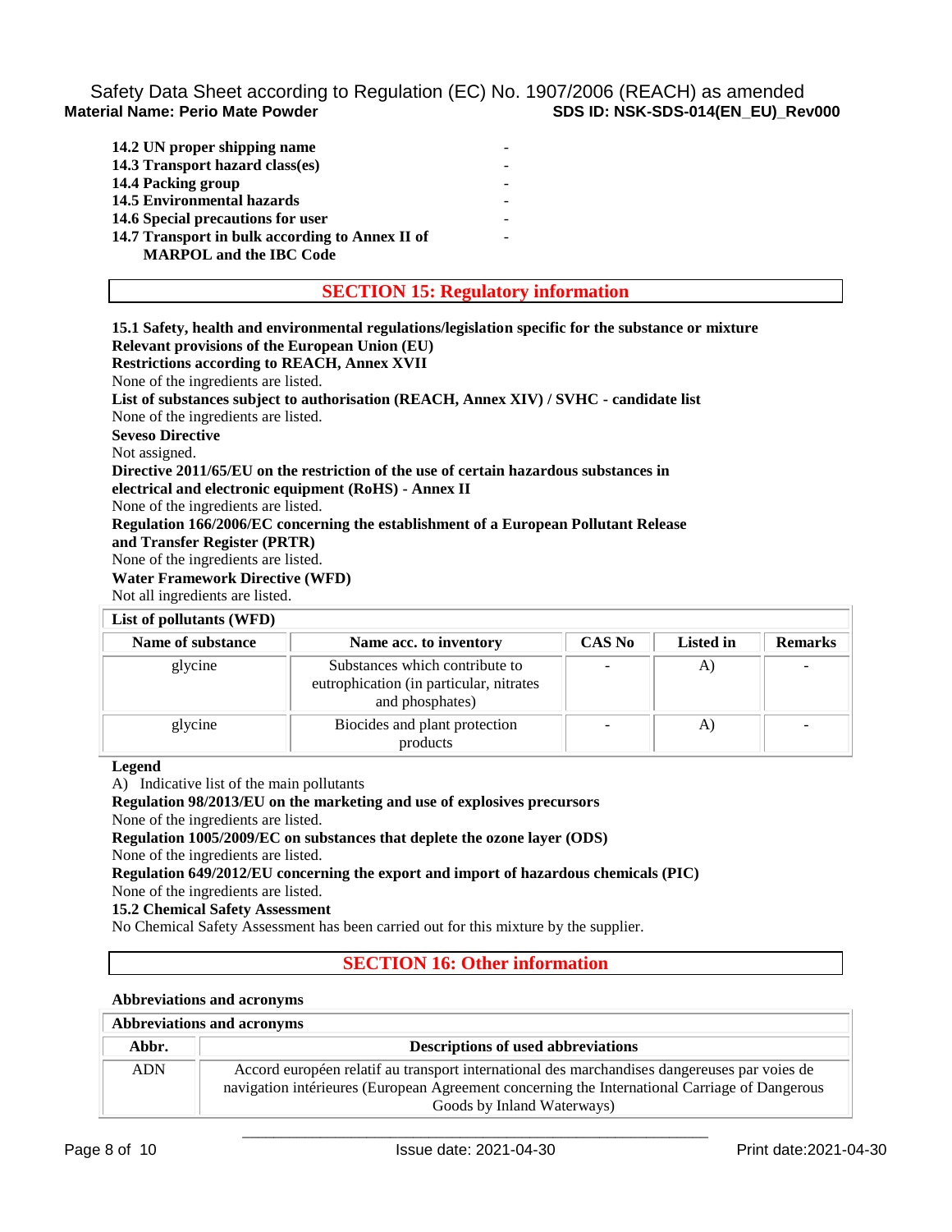**14.2 UN proper shipping name** -

**14.3 Transport hazard class(es)** -

**14.4 Packing group** -

**14.5 Environmental hazards** -

**14.6 Special precautions for user** -

**14.7 Transport in bulk according to Annex II of MARPOL and the IBC Code** -

## SECTION 15: Regulatory information

**15.1 Safety, health and environmental regulations/legislation specific for the substance or mixture**

**Relevant provisions of the European Union (EU)**

**Restrictions according to REACH, Annex XVII**

None of the ingredients are listed.

**List of substances subject to authorisation (REACH, Annex XIV) / SVHC - candidate list**

None of the ingredients are listed.

**Seveso Directive**

Not assigned.

**Directive 2011/65/EU on the restriction of the use of certain hazardous substances in electrical and electronic equipment (RoHS) - Annex II**

None of the ingredients are listed.

**Regulation 166/2006/EC concerning the establishment of a European Pollutant Release and Transfer Register (PRTR)**

None of the ingredients are listed.

**Water Framework Directive (WFD)**

Not all ingredients are listed.

**List of pollutants (WFD)**

| Name of substance | Name acc. to inventory | CAS No | Listed in | Remarks |
|---|---|---|---|---|
| glycine | Substances which contribute to eutrophication (in particular, nitrates and phosphates) | - | A) | - |
| glycine | Biocides and plant protection products | - | A) | - |

**Legend**

A) Indicative list of the main pollutants

**Regulation 98/2013/EU on the marketing and use of explosives precursors**

None of the ingredients are listed.

**Regulation 1005/2009/EC on substances that deplete the ozone layer (ODS)**

None of the ingredients are listed.

**Regulation 649/2012/EU concerning the export and import of hazardous chemicals (PIC)**

None of the ingredients are listed.

**15.2 Chemical Safety Assessment**

No Chemical Safety Assessment has been carried out for this mixture by the supplier.

## SECTION 16: Other information

**Abbreviations and acronyms**

| Abbr. | Descriptions of used abbreviations |
|---|---|
| ADN | Accord européen relatif au transport international des marchandises dangereuses par voies de navigation intérieures (European Agreement concerning the International Carriage of Dangerous Goods by Inland Waterways) |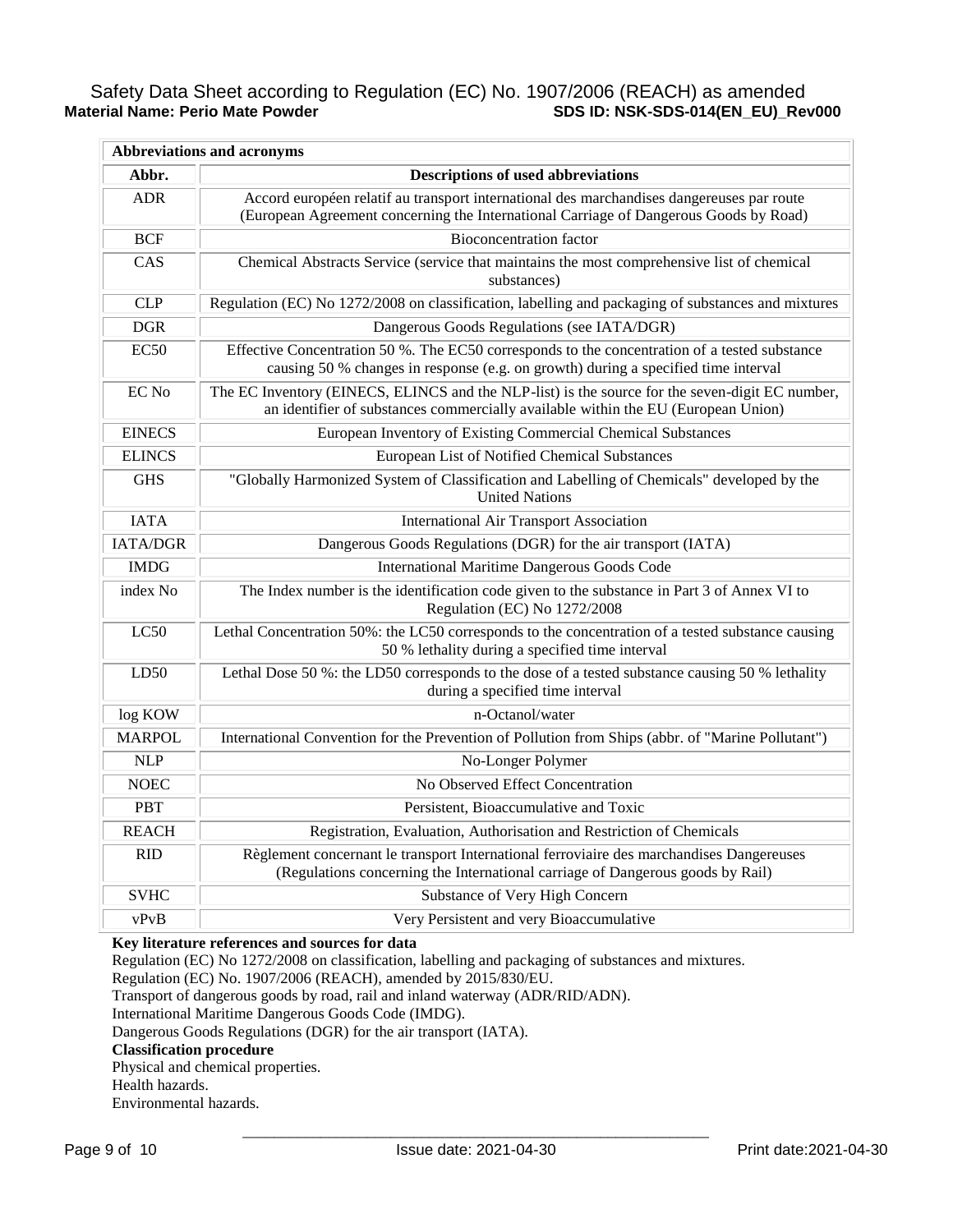| Abbreviations and acronyms | |
|---|---|
| **Abbr.** | **Descriptions of used abbreviations** |
| ADR | Accord européen relatif au transport international des marchandises dangereuses par route (European Agreement concerning the International Carriage of Dangerous Goods by Road) |
| BCF | Bioconcentration factor |
| CAS | Chemical Abstracts Service (service that maintains the most comprehensive list of chemical substances) |
| CLP | Regulation (EC) No 1272/2008 on classification, labelling and packaging of substances and mixtures |
| DGR | Dangerous Goods Regulations (see IATA/DGR) |
| EC50 | Effective Concentration 50 %. The EC50 corresponds to the concentration of a tested substance causing 50 % changes in response (e.g. on growth) during a specified time interval |
| EC No | The EC Inventory (EINECS, ELINCS and the NLP-list) is the source for the seven-digit EC number, an identifier of substances commercially available within the EU (European Union) |
| EINECS | European Inventory of Existing Commercial Chemical Substances |
| ELINCS | European List of Notified Chemical Substances |
| GHS | "Globally Harmonized System of Classification and Labelling of Chemicals" developed by the United Nations |
| IATA | International Air Transport Association |
| IATA/DGR | Dangerous Goods Regulations (DGR) for the air transport (IATA) |
| IMDG | International Maritime Dangerous Goods Code |
| index No | The Index number is the identification code given to the substance in Part 3 of Annex VI to Regulation (EC) No 1272/2008 |
| LC50 | Lethal Concentration 50%: the LC50 corresponds to the concentration of a tested substance causing 50 % lethality during a specified time interval |
| LD50 | Lethal Dose 50 %: the LD50 corresponds to the dose of a tested substance causing 50 % lethality during a specified time interval |
| log KOW | n-Octanol/water |
| MARPOL | International Convention for the Prevention of Pollution from Ships (abbr. of "Marine Pollutant") |
| NLP | No-Longer Polymer |
| NOEC | No Observed Effect Concentration |
| PBT | Persistent, Bioaccumulative and Toxic |
| REACH | Registration, Evaluation, Authorisation and Restriction of Chemicals |
| RID | Règlement concernant le transport International ferroviaire des marchandises Dangereuses (Regulations concerning the International carriage of Dangerous goods by Rail) |
| SVHC | Substance of Very High Concern |
| vPvB | Very Persistent and very Bioaccumulative |

**Key literature references and sources for data**

Regulation (EC) No 1272/2008 on classification, labelling and packaging of substances and mixtures.
Regulation (EC) No. 1907/2006 (REACH), amended by 2015/830/EU.
Transport of dangerous goods by road, rail and inland waterway (ADR/RID/ADN).
International Maritime Dangerous Goods Code (IMDG).
Dangerous Goods Regulations (DGR) for the air transport (IATA).

**Classification procedure**

Physical and chemical properties.
Health hazards.
Environmental hazards.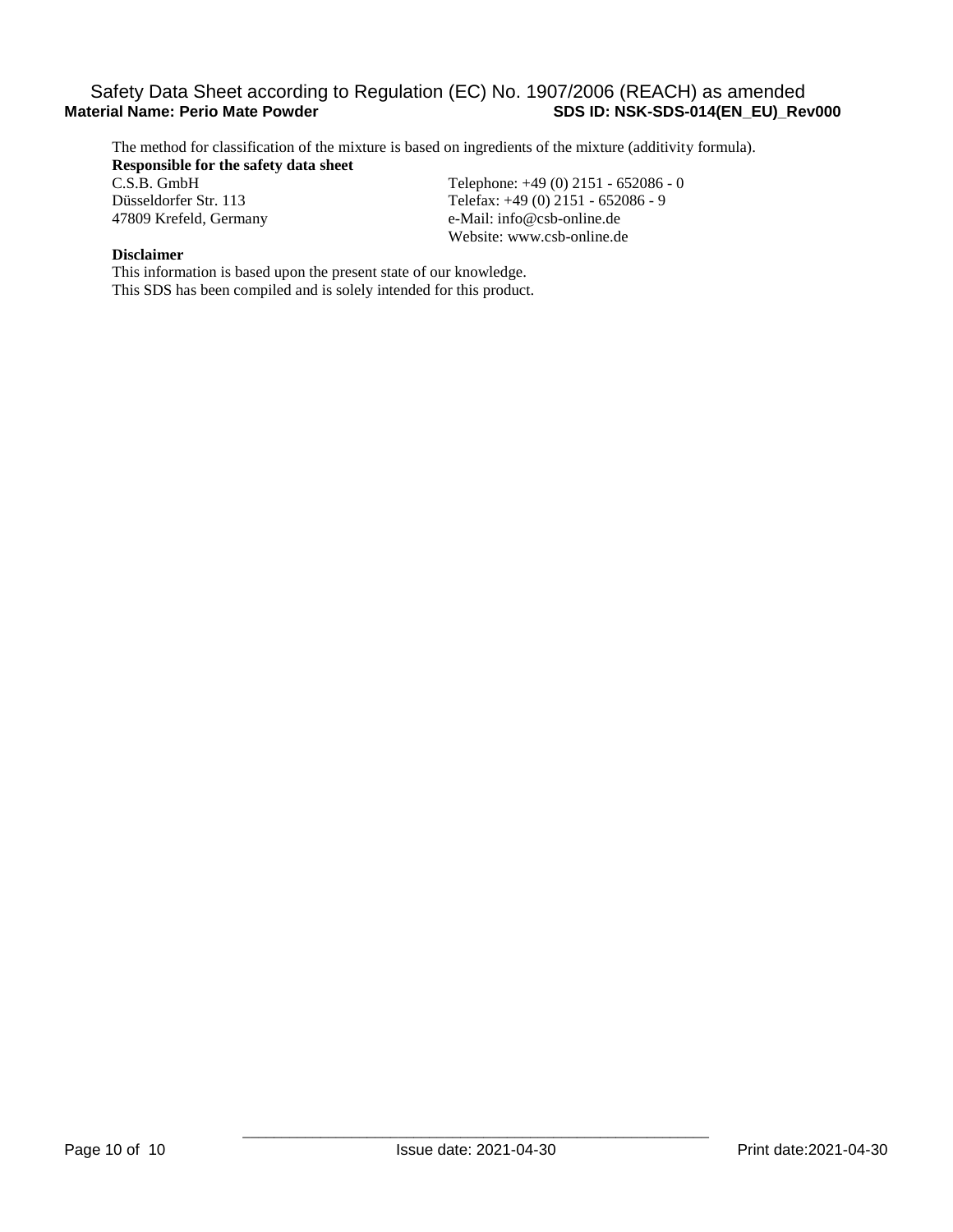The method for classification of the mixture is based on ingredients of the mixture (additivity formula).

**Responsible for the safety data sheet**

C.S.B. GmbH
Düsseldorfer Str. 113
47809 Krefeld, Germany

Telephone: +49 (0) 2151 - 652086 - 0
Telefax: +49 (0) 2151 - 652086 - 9
e-Mail: info@csb-online.de
Website: www.csb-online.de

**Disclaimer**

This information is based upon the present state of our knowledge.
This SDS has been compiled and is solely intended for this product.